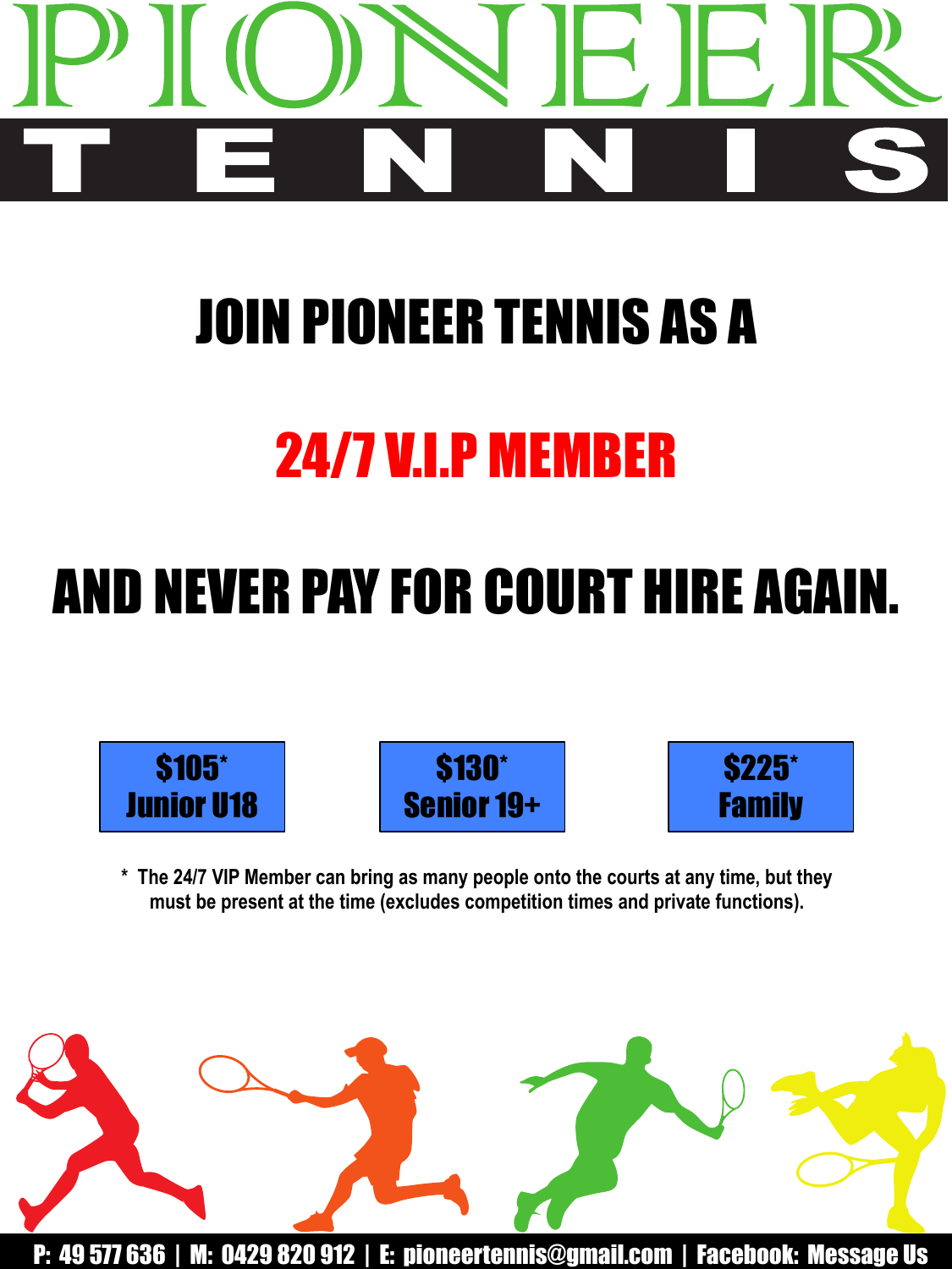# PIONEER

## TENNIS

## JOIN PIONEER TENNIS AS A

## 24/7 V.I.P MEMBER

## AND NEVER PAY FOR COURT HIRE AGAIN.

| | | |
|---|---|---|
| **$105*** **Junior U18** | **$130*** **Senior 19+** | **$225*** **Family** |

* The 24/7 VIP Member can bring as many people onto the courts at any time, but they must be present at the time (excludes competition times and private functions).

**P: 49 577 636 | M: 0429 820 912 | E: pioneertennis@gmail.com | Facebook: Message Us**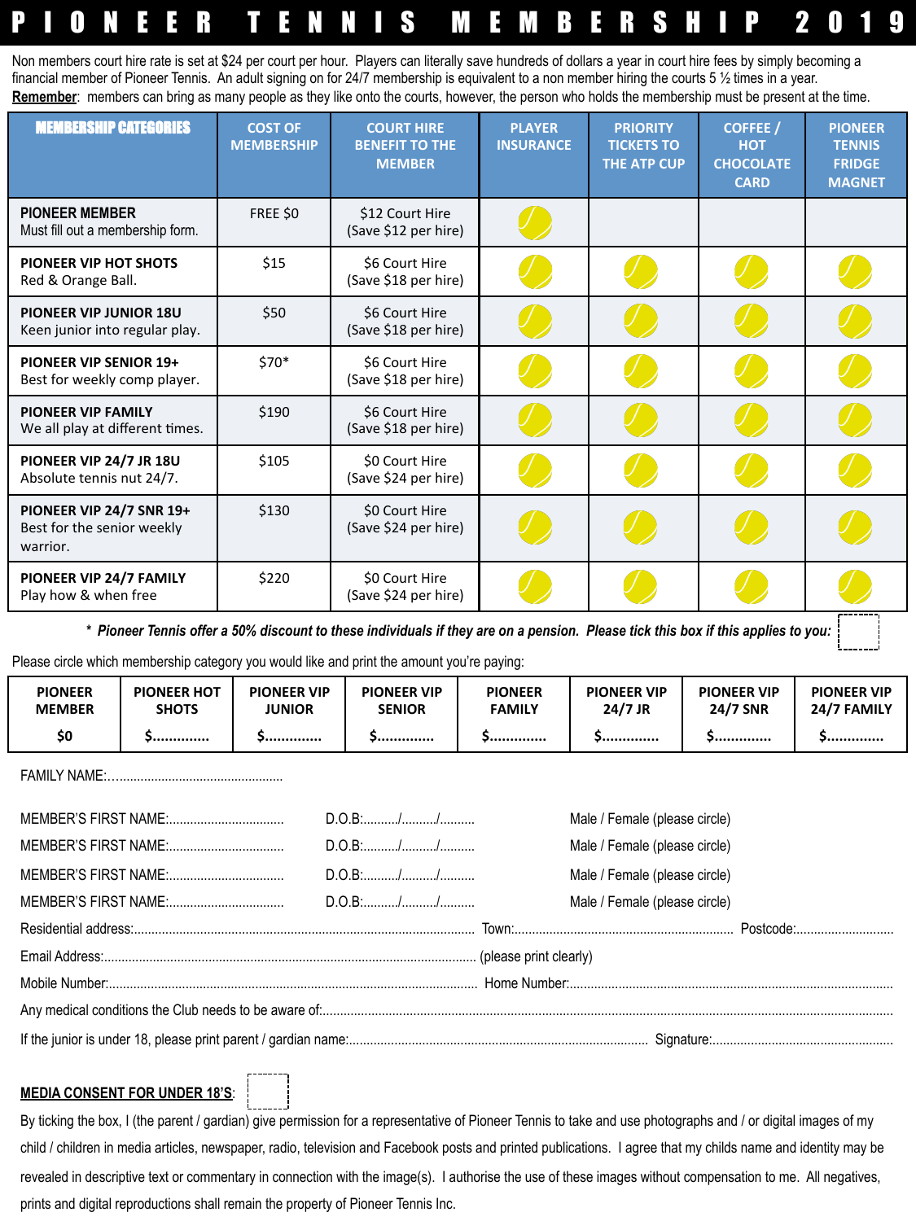# PIONEER TENNIS MEMBERSHIP 2019

Non members court hire rate is set at $24 per court per hour. Players can literally save hundreds of dollars a year in court hire fees by simply becoming a financial member of Pioneer Tennis. An adult signing on for 24/7 membership is equivalent to a non member hiring the courts 5 ½ times in a year.

**Remember**: members can bring as many people as they like onto the courts, however, the person who holds the membership must be present at the time.

| MEMBERSHIP CATEGORIES | COST OF MEMBERSHIP | COURT HIRE BENEFIT TO THE MEMBER | PLAYER INSURANCE | PRIORITY TICKETS TO THE ATP CUP | COFFEE / HOT CHOCOLATE CARD | PIONEER TENNIS FRIDGE MAGNET |
|---|---|---|---|---|---|---|
| **PIONEER MEMBER** Must fill out a membership form. | FREE $0 | $12 Court Hire (Save $12 per hire) | ✓ | | | |
| **PIONEER VIP HOT SHOTS** Red & Orange Ball. | $15 | $6 Court Hire (Save $18 per hire) | ✓ | ✓ | ✓ | ✓ |
| **PIONEER VIP JUNIOR 18U** Keen junior into regular play. | $50 | $6 Court Hire (Save $18 per hire) | ✓ | ✓ | ✓ | ✓ |
| **PIONEER VIP SENIOR 19+** Best for weekly comp player. | $70* | $6 Court Hire (Save $18 per hire) | ✓ | ✓ | ✓ | ✓ |
| **PIONEER VIP FAMILY** We all play at different times. | $190 | $6 Court Hire (Save $18 per hire) | ✓ | ✓ | ✓ | ✓ |
| **PIONEER VIP 24/7 JR 18U** Absolute tennis nut 24/7. | $105 | $0 Court Hire (Save $24 per hire) | ✓ | ✓ | ✓ | ✓ |
| **PIONEER VIP 24/7 SNR 19+** Best for the senior weekly warrior. | $130 | $0 Court Hire (Save $24 per hire) | ✓ | ✓ | ✓ | ✓ |
| **PIONEER VIP 24/7 FAMILY** Play how & when free | $220 | $0 Court Hire (Save $24 per hire) | ✓ | ✓ | ✓ | ✓ |

***\* Pioneer Tennis offer a 50% discount to these individuals if they are on a pension. Please tick this box if this applies to you:*** ☐

Please circle which membership category you would like and print the amount you're paying:

| PIONEER MEMBER | PIONEER HOT SHOTS | PIONEER VIP JUNIOR | PIONEER VIP SENIOR | PIONEER FAMILY | PIONEER VIP 24/7 JR | PIONEER VIP 24/7 SNR | PIONEER VIP 24/7 FAMILY |
|---|---|---|---|---|---|---|---|
| $0 | $............. | $............. | $............. | $............. | $............. | $............. | $............. |

FAMILY NAME:.................................................

MEMBER'S FIRST NAME:................................. D.O.B:........../........../.......... Male / Female (please circle)

MEMBER'S FIRST NAME:................................. D.O.B:........../........../.......... Male / Female (please circle)

MEMBER'S FIRST NAME:................................. D.O.B:........../........../.......... Male / Female (please circle)

MEMBER'S FIRST NAME:................................. D.O.B:........../........../.......... Male / Female (please circle)

Residential address:.................................................................................................. Town:............................................................... Postcode:............................

Email Address:.......................................................................................................... (please print clearly)

Mobile Number:......................................................................................................... Home Number:.............................................................................................

Any medical conditions the Club needs to be aware of:.........................................................................................................................................................................

If the junior is under 18, please print parent / gardian name:...................................................................................... Signature:....................................................

**MEDIA CONSENT FOR UNDER 18'S**: ☐

By ticking the box, I (the parent / gardian) give permission for a representative of Pioneer Tennis to take and use photographs and / or digital images of my child / children in media articles, newspaper, radio, television and Facebook posts and printed publications. I agree that my childs name and identity may be revealed in descriptive text or commentary in connection with the image(s). I authorise the use of these images without compensation to me. All negatives, prints and digital reproductions shall remain the property of Pioneer Tennis Inc.